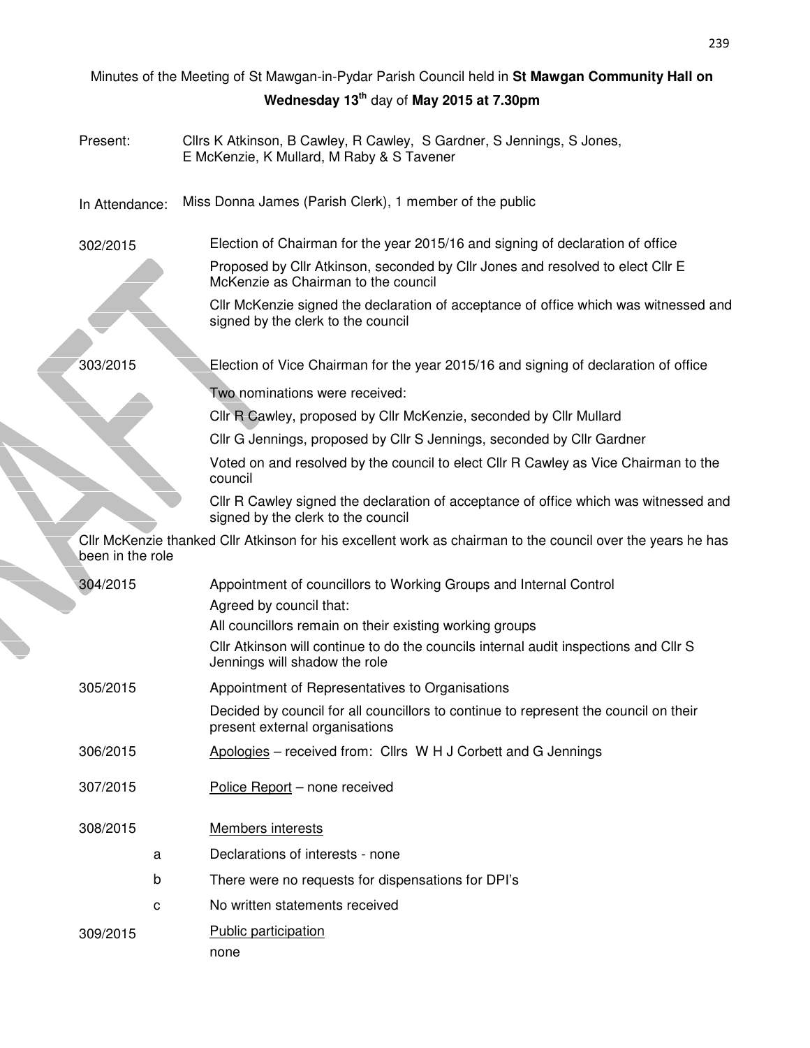Minutes of the Meeting of St Mawgan-in-Pydar Parish Council held in **St Mawgan Community Hall on Wednesday 13th** day of **May 2015 at 7.30pm**

Present: Cllrs K Atkinson, B Cawley, R Cawley, S Gardner, S Jennings, S Jones, E McKenzie, K Mullard, M Raby & S Tavener

In Attendance: Miss Donna James (Parish Clerk), 1 member of the public

**302/2015** Election of Chairman for the year 2015/16 and signing of declaration of office

Proposed by Cllr Atkinson, seconded by Cllr Jones and resolved to elect Cllr E McKenzie as Chairman to the council

Cllr McKenzie signed the declaration of acceptance of office which was witnessed and signed by the clerk to the council

**303/2015** Election of Vice Chairman for the year 2015/16 and signing of declaration of office

Two nominations were received:

Cllr R Cawley, proposed by Cllr McKenzie, seconded by Cllr Mullard

Cllr G Jennings, proposed by Cllr S Jennings, seconded by Cllr Gardner

Voted on and resolved by the council to elect Cllr R Cawley as Vice Chairman to the council

Cllr R Cawley signed the declaration of acceptance of office which was witnessed and signed by the clerk to the council

Cllr McKenzie thanked Cllr Atkinson for his excellent work as chairman to the council over the years he has been in the role

**304/2015** Appointment of councillors to Working Groups and Internal Control

Agreed by council that:

All councillors remain on their existing working groups

Cllr Atkinson will continue to do the councils internal audit inspections and Cllr S Jennings will shadow the role

**305/2015** Appointment of Representatives to Organisations

Decided by council for all councillors to continue to represent the council on their present external organisations

**306/2015** Apologies – received from: Cllrs W H J Corbett and G Jennings

**307/2015** Police Report – none received

**308/2015** Members interests

a. Declarations of interests - none

b. There were no requests for dispensations for DPI's

c. No written statements received

**309/2015** Public participation

none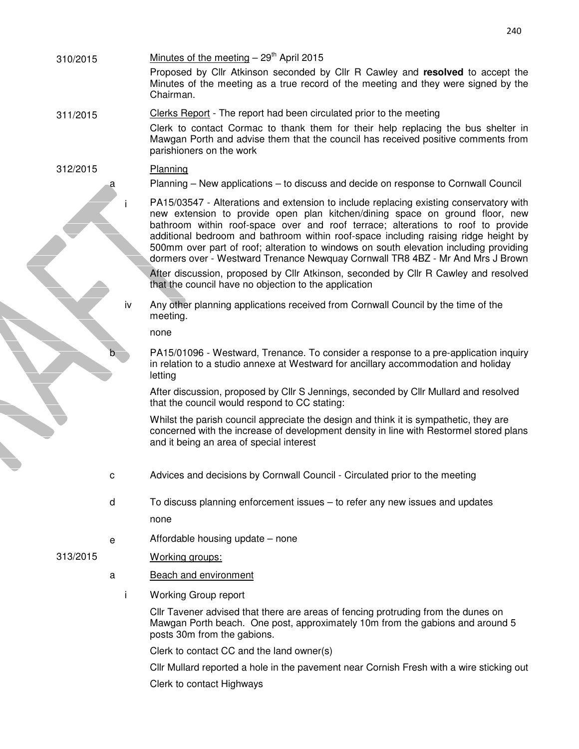310/2015 Minutes of the meeting – 29th April 2015

Proposed by Cllr Atkinson seconded by Cllr R Cawley and **resolved** to accept the Minutes of the meeting as a true record of the meeting and they were signed by the Chairman.

311/2015 Clerks Report - The report had been circulated prior to the meeting

Clerk to contact Cormac to thank them for their help replacing the bus shelter in Mawgan Porth and advise them that the council has received positive comments from parishioners on the work

312/2015 Planning

a Planning – New applications – to discuss and decide on response to Cornwall Council

i PA15/03547 - Alterations and extension to include replacing existing conservatory with new extension to provide open plan kitchen/dining space on ground floor, new bathroom within roof-space over and roof terrace; alterations to roof to provide additional bedroom and bathroom within roof-space including raising ridge height by 500mm over part of roof; alteration to windows on south elevation including providing dormers over - Westward Trenance Newquay Cornwall TR8 4BZ - Mr And Mrs J Brown

After discussion, proposed by Cllr Atkinson, seconded by Cllr R Cawley and resolved that the council have no objection to the application

iv Any other planning applications received from Cornwall Council by the time of the meeting.

none

b PA15/01096 - Westward, Trenance. To consider a response to a pre-application inquiry in relation to a studio annexe at Westward for ancillary accommodation and holiday letting

After discussion, proposed by Cllr S Jennings, seconded by Cllr Mullard and resolved that the council would respond to CC stating:

Whilst the parish council appreciate the design and think it is sympathetic, they are concerned with the increase of development density in line with Restormel stored plans and it being an area of special interest

c Advices and decisions by Cornwall Council - Circulated prior to the meeting

d To discuss planning enforcement issues – to refer any new issues and updates

none

e Affordable housing update – none

313/2015 Working groups:

a Beach and environment

i Working Group report

Cllr Tavener advised that there are areas of fencing protruding from the dunes on Mawgan Porth beach. One post, approximately 10m from the gabions and around 5 posts 30m from the gabions.

Clerk to contact CC and the land owner(s)

Cllr Mullard reported a hole in the pavement near Cornish Fresh with a wire sticking out

Clerk to contact Highways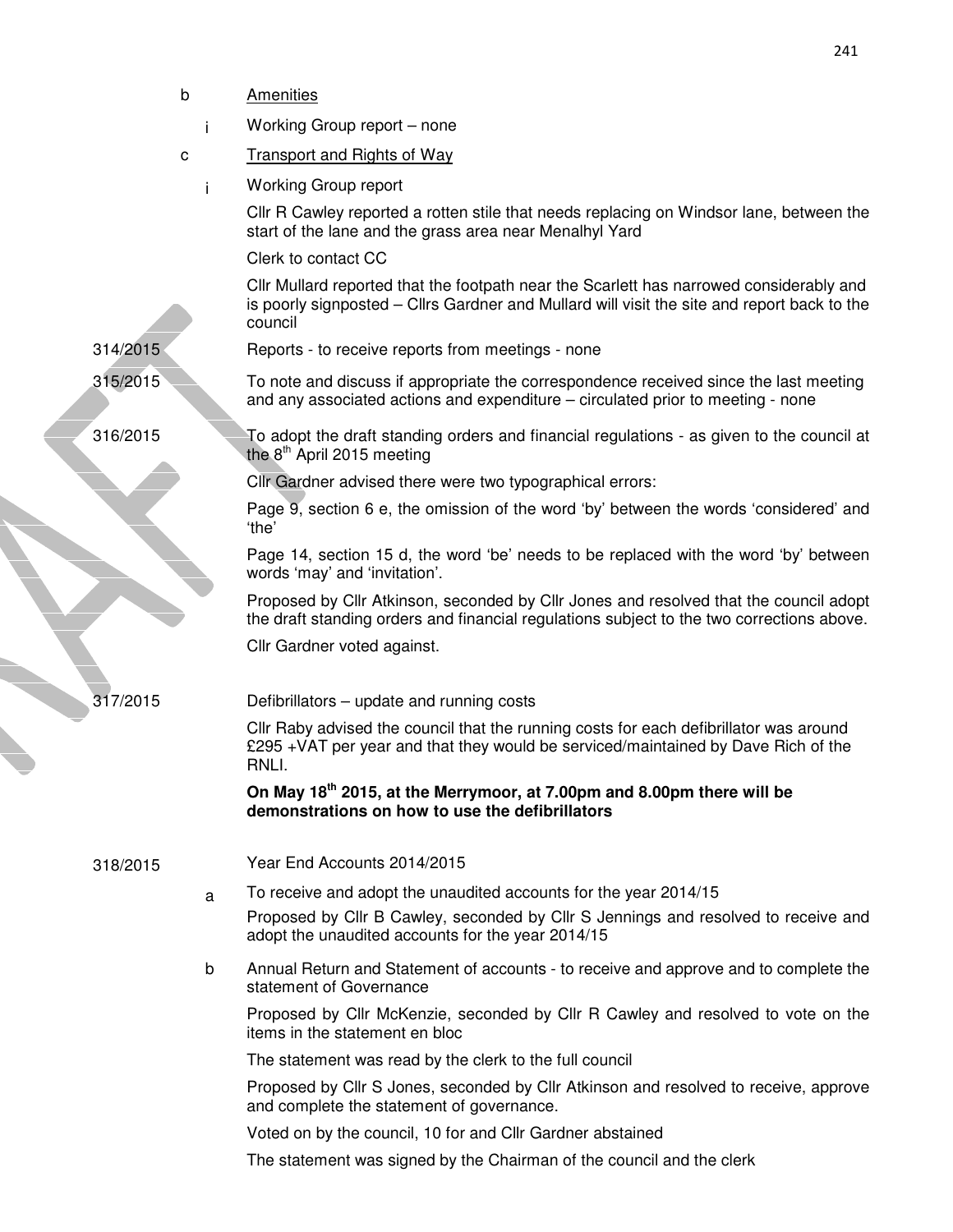b Amenities

i Working Group report – none

c Transport and Rights of Way

i Working Group report

Cllr R Cawley reported a rotten stile that needs replacing on Windsor lane, between the start of the lane and the grass area near Menalhyl Yard

Clerk to contact CC

Cllr Mullard reported that the footpath near the Scarlett has narrowed considerably and is poorly signposted – Cllrs Gardner and Mullard will visit the site and report back to the council

314/2015 Reports - to receive reports from meetings - none

315/2015 To note and discuss if appropriate the correspondence received since the last meeting and any associated actions and expenditure – circulated prior to meeting - none

316/2015 To adopt the draft standing orders and financial regulations - as given to the council at the 8th April 2015 meeting

Cllr Gardner advised there were two typographical errors:

Page 9, section 6 e, the omission of the word 'by' between the words 'considered' and 'the'

Page 14, section 15 d, the word 'be' needs to be replaced with the word 'by' between words 'may' and 'invitation'.

Proposed by Cllr Atkinson, seconded by Cllr Jones and resolved that the council adopt the draft standing orders and financial regulations subject to the two corrections above.

Cllr Gardner voted against.

317/2015 Defibrillators – update and running costs

Cllr Raby advised the council that the running costs for each defibrillator was around £295 +VAT per year and that they would be serviced/maintained by Dave Rich of the RNLI.

**On May 18th 2015, at the Merrymoor, at 7.00pm and 8.00pm there will be demonstrations on how to use the defibrillators**

318/2015 Year End Accounts 2014/2015

a To receive and adopt the unaudited accounts for the year 2014/15

Proposed by Cllr B Cawley, seconded by Cllr S Jennings and resolved to receive and adopt the unaudited accounts for the year 2014/15

b Annual Return and Statement of accounts - to receive and approve and to complete the statement of Governance

Proposed by Cllr McKenzie, seconded by Cllr R Cawley and resolved to vote on the items in the statement en bloc

The statement was read by the clerk to the full council

Proposed by Cllr S Jones, seconded by Cllr Atkinson and resolved to receive, approve and complete the statement of governance.

Voted on by the council, 10 for and Cllr Gardner abstained

The statement was signed by the Chairman of the council and the clerk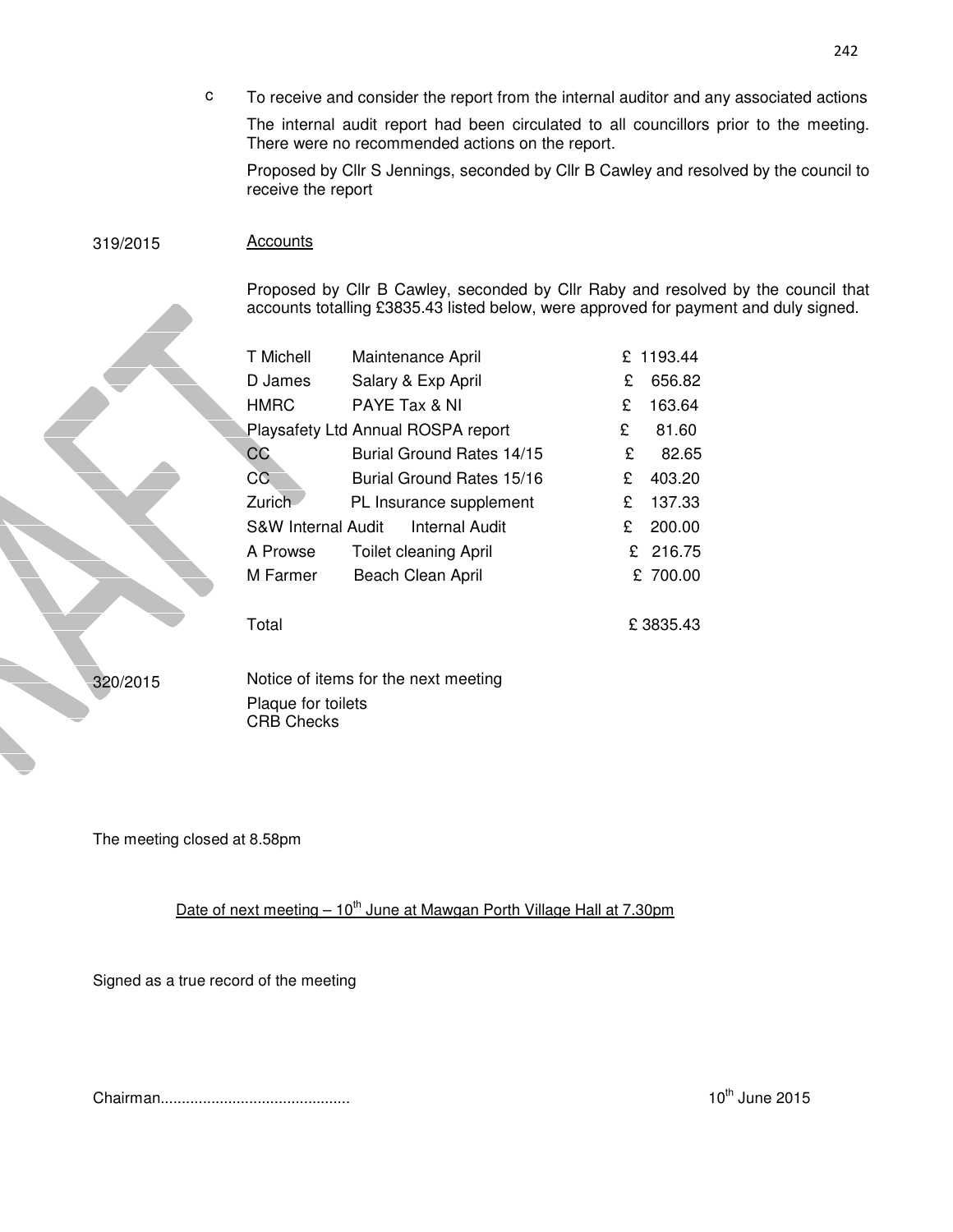c To receive and consider the report from the internal auditor and any associated actions

The internal audit report had been circulated to all councillors prior to the meeting. There were no recommended actions on the report.

Proposed by Cllr S Jennings, seconded by Cllr B Cawley and resolved by the council to receive the report

319/2015 Accounts

Proposed by Cllr B Cawley, seconded by Cllr Raby and resolved by the council that accounts totalling £3835.43 listed below, were approved for payment and duly signed.

| | | |
|---|---|---|
| T Michell | Maintenance April | £ 1193.44 |
| D James | Salary & Exp April | £ 656.82 |
| HMRC | PAYE Tax & NI | £ 163.64 |
| Playsafety Ltd | Annual ROSPA report | £ 81.60 |
| CC | Burial Ground Rates 14/15 | £ 82.65 |
| CC | Burial Ground Rates 15/16 | £ 403.20 |
| Zurich | PL Insurance supplement | £ 137.33 |
| S&W Internal Audit | Internal Audit | £ 200.00 |
| A Prowse | Toilet cleaning April | £ 216.75 |
| M Farmer | Beach Clean April | £ 700.00 |
| Total | | £ 3835.43 |

320/2015 Notice of items for the next meeting

Plaque for toilets
CRB Checks

The meeting closed at 8.58pm

Date of next meeting – 10th June at Mawgan Porth Village Hall at 7.30pm

Signed as a true record of the meeting

Chairman............................................ 10th June 2015